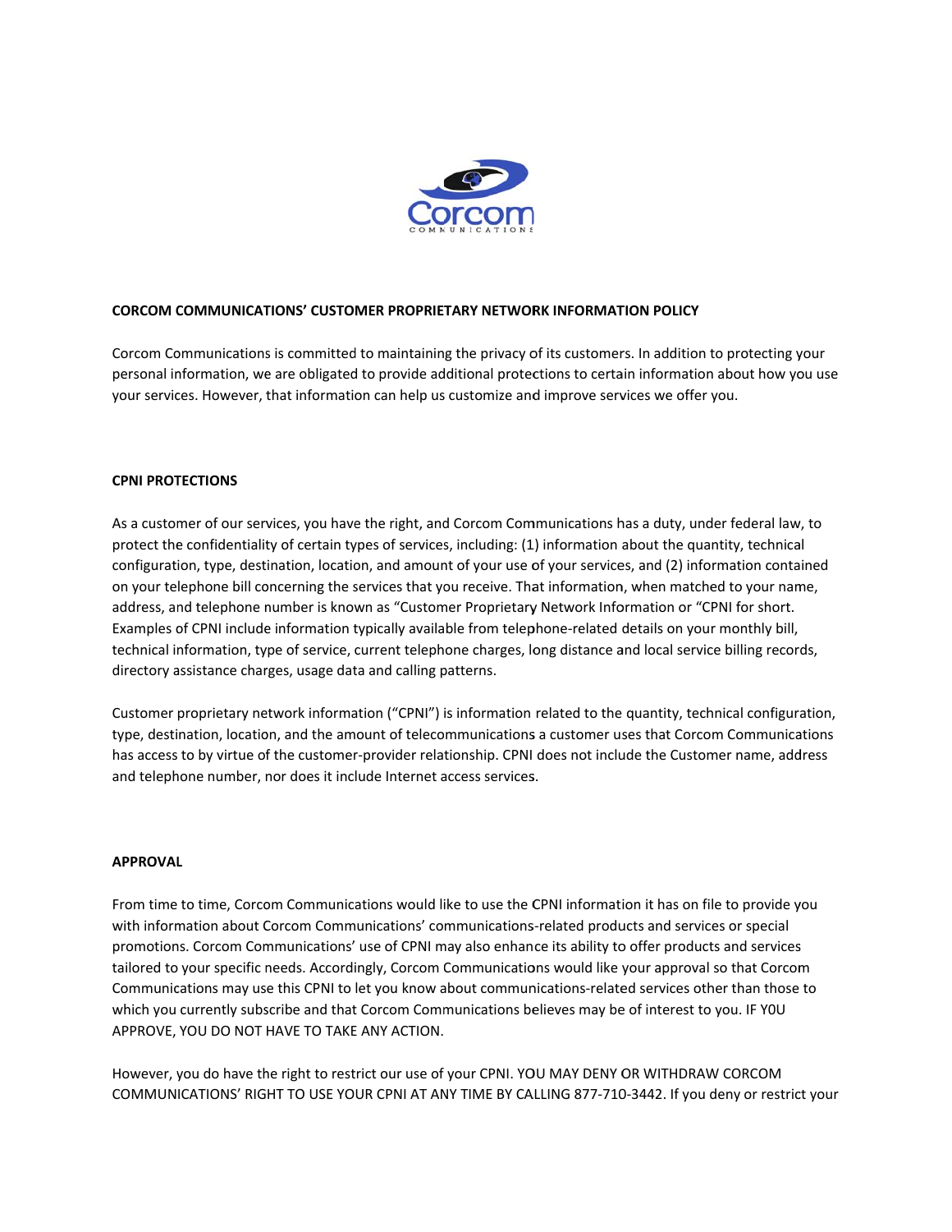**CORCOM COMMUNICATIONS' CUSTOMER PROPRIETARY NETWORK INFORMATION POLICY**

Corcom Communications is committed to maintaining the privacy of its customers. In addition to protecting your personal information, we are obligated to provide additional protections to certain information about how you use your services. However, that information can help us customize and improve services we offer you.

**CPNI PROTECTIONS**

As a customer of our services, you have the right, and Corcom Communications has a duty, under federal law, to protect the confidentiality of certain types of services, including: (1) information about the quantity, technical configuration, type, destination, location, and amount of your use of your services, and (2) information contained on your telephone bill concerning the services that you receive. That information, when matched to your name, address, and telephone number is known as "Customer Proprietary Network Information or "CPNI for short. Examples of CPNI include information typically available from telephone-related details on your monthly bill, technical information, type of service, current telephone charges, long distance and local service billing records, directory assistance charges, usage data and calling patterns.

Customer proprietary network information ("CPNI") is information related to the quantity, technical configuration, type, destination, location, and the amount of telecommunications a customer uses that Corcom Communications has access to by virtue of the customer-provider relationship. CPNI does not include the Customer name, address and telephone number, nor does it include Internet access services.

**APPROVAL**

From time to time, Corcom Communications would like to use the CPNI information it has on file to provide you with information about Corcom Communications' communications-related products and services or special promotions. Corcom Communications' use of CPNI may also enhance its ability to offer products and services tailored to your specific needs. Accordingly, Corcom Communications would like your approval so that Corcom Communications may use this CPNI to let you know about communications-related services other than those to which you currently subscribe and that Corcom Communications believes may be of interest to you. IF Y0U APPROVE, YOU DO NOT HAVE TO TAKE ANY ACTION.

However, you do have the right to restrict our use of your CPNI. YOU MAY DENY OR WITHDRAW CORCOM COMMUNICATIONS' RIGHT TO USE YOUR CPNI AT ANY TIME BY CALLING 877-710-3442. If you deny or restrict your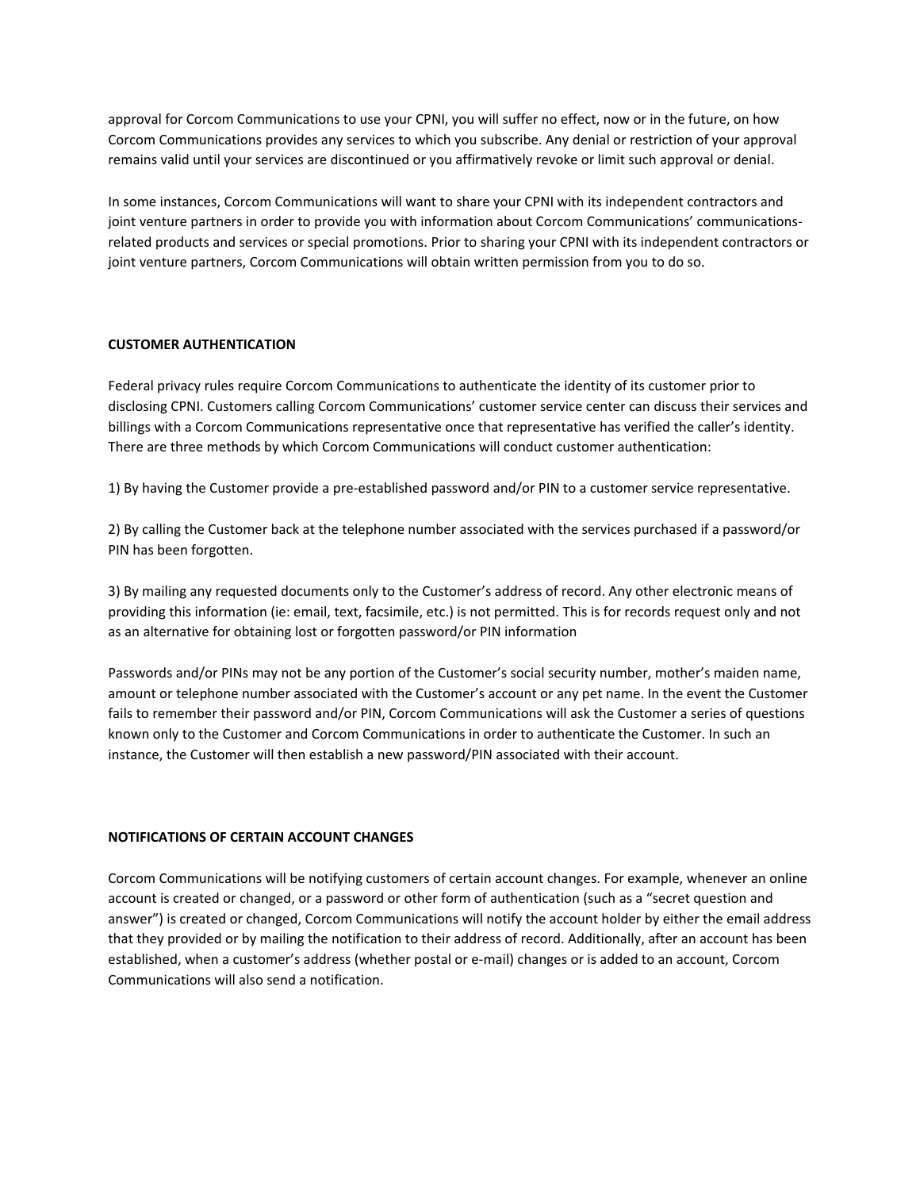approval for Corcom Communications to use your CPNI, you will suffer no effect, now or in the future, on how Corcom Communications provides any services to which you subscribe. Any denial or restriction of your approval remains valid until your services are discontinued or you affirmatively revoke or limit such approval or denial.

In some instances, Corcom Communications will want to share your CPNI with its independent contractors and joint venture partners in order to provide you with information about Corcom Communications' communications-related products and services or special promotions. Prior to sharing your CPNI with its independent contractors or joint venture partners, Corcom Communications will obtain written permission from you to do so.

**CUSTOMER AUTHENTICATION**

Federal privacy rules require Corcom Communications to authenticate the identity of its customer prior to disclosing CPNI. Customers calling Corcom Communications' customer service center can discuss their services and billings with a Corcom Communications representative once that representative has verified the caller's identity. There are three methods by which Corcom Communications will conduct customer authentication:

1) By having the Customer provide a pre-established password and/or PIN to a customer service representative.

2) By calling the Customer back at the telephone number associated with the services purchased if a password/or PIN has been forgotten.

3) By mailing any requested documents only to the Customer's address of record. Any other electronic means of providing this information (ie: email, text, facsimile, etc.) is not permitted. This is for records request only and not as an alternative for obtaining lost or forgotten password/or PIN information

Passwords and/or PINs may not be any portion of the Customer's social security number, mother's maiden name, amount or telephone number associated with the Customer's account or any pet name. In the event the Customer fails to remember their password and/or PIN, Corcom Communications will ask the Customer a series of questions known only to the Customer and Corcom Communications in order to authenticate the Customer. In such an instance, the Customer will then establish a new password/PIN associated with their account.

**NOTIFICATIONS OF CERTAIN ACCOUNT CHANGES**

Corcom Communications will be notifying customers of certain account changes. For example, whenever an online account is created or changed, or a password or other form of authentication (such as a "secret question and answer") is created or changed, Corcom Communications will notify the account holder by either the email address that they provided or by mailing the notification to their address of record. Additionally, after an account has been established, when a customer's address (whether postal or e-mail) changes or is added to an account, Corcom Communications will also send a notification.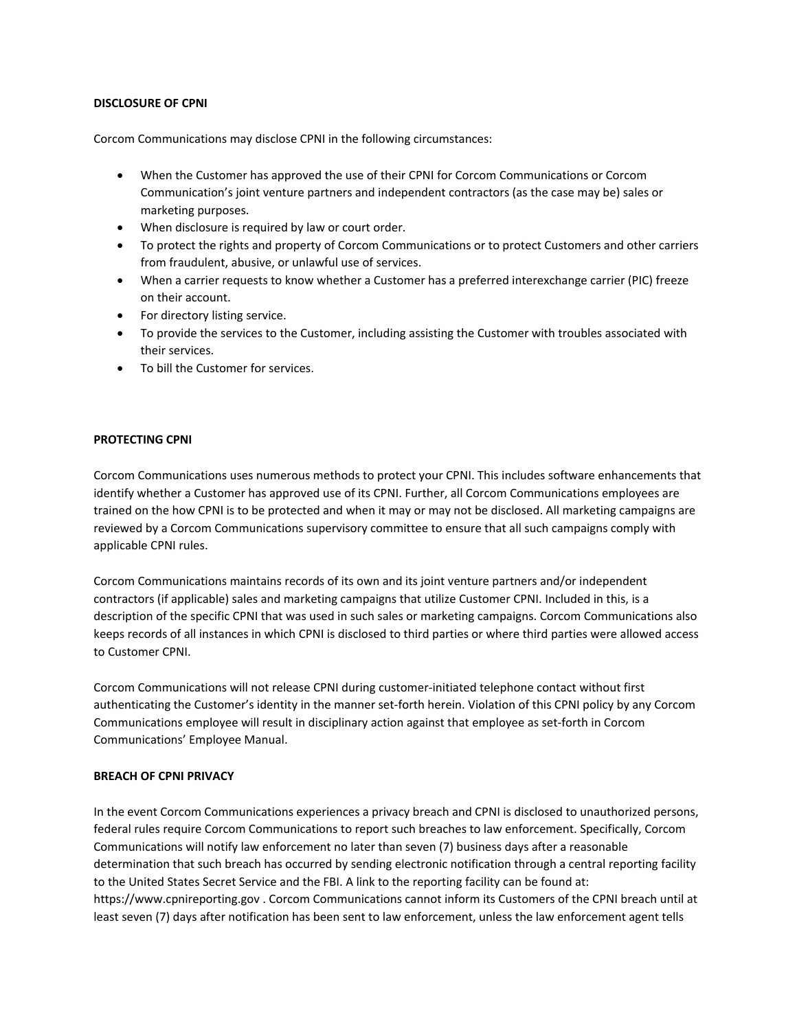**DISCLOSURE OF CPNI**

Corcom Communications may disclose CPNI in the following circumstances:

- When the Customer has approved the use of their CPNI for Corcom Communications or Corcom Communication's joint venture partners and independent contractors (as the case may be) sales or marketing purposes.
- When disclosure is required by law or court order.
- To protect the rights and property of Corcom Communications or to protect Customers and other carriers from fraudulent, abusive, or unlawful use of services.
- When a carrier requests to know whether a Customer has a preferred interexchange carrier (PIC) freeze on their account.
- For directory listing service.
- To provide the services to the Customer, including assisting the Customer with troubles associated with their services.
- To bill the Customer for services.

**PROTECTING CPNI**

Corcom Communications uses numerous methods to protect your CPNI. This includes software enhancements that identify whether a Customer has approved use of its CPNI. Further, all Corcom Communications employees are trained on the how CPNI is to be protected and when it may or may not be disclosed. All marketing campaigns are reviewed by a Corcom Communications supervisory committee to ensure that all such campaigns comply with applicable CPNI rules.

Corcom Communications maintains records of its own and its joint venture partners and/or independent contractors (if applicable) sales and marketing campaigns that utilize Customer CPNI. Included in this, is a description of the specific CPNI that was used in such sales or marketing campaigns. Corcom Communications also keeps records of all instances in which CPNI is disclosed to third parties or where third parties were allowed access to Customer CPNI.

Corcom Communications will not release CPNI during customer-initiated telephone contact without first authenticating the Customer's identity in the manner set-forth herein. Violation of this CPNI policy by any Corcom Communications employee will result in disciplinary action against that employee as set-forth in Corcom Communications' Employee Manual.

**BREACH OF CPNI PRIVACY**

In the event Corcom Communications experiences a privacy breach and CPNI is disclosed to unauthorized persons, federal rules require Corcom Communications to report such breaches to law enforcement. Specifically, Corcom Communications will notify law enforcement no later than seven (7) business days after a reasonable determination that such breach has occurred by sending electronic notification through a central reporting facility to the United States Secret Service and the FBI. A link to the reporting facility can be found at: https://www.cpnireporting.gov . Corcom Communications cannot inform its Customers of the CPNI breach until at least seven (7) days after notification has been sent to law enforcement, unless the law enforcement agent tells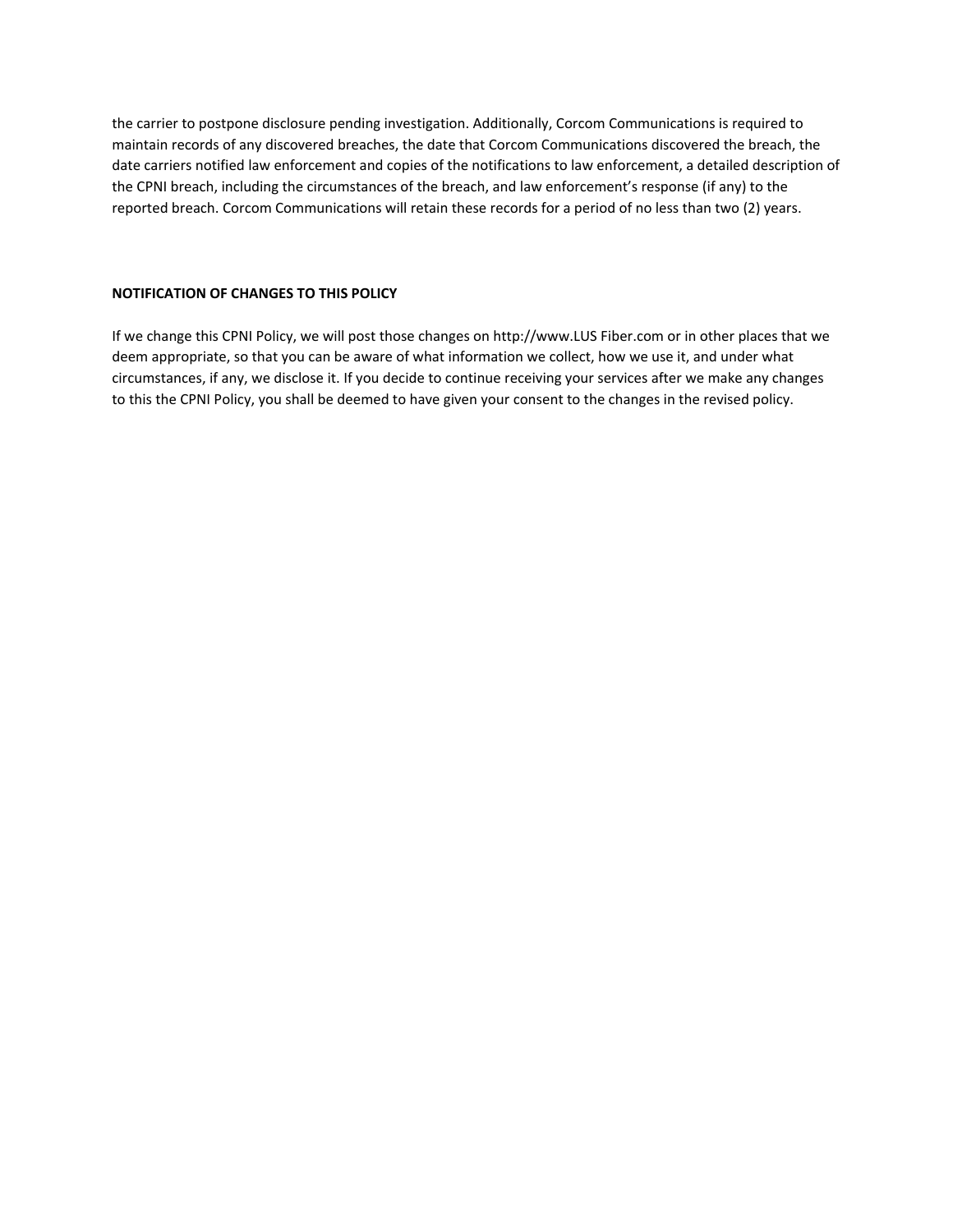the carrier to postpone disclosure pending investigation. Additionally, Corcom Communications is required to maintain records of any discovered breaches, the date that Corcom Communications discovered the breach, the date carriers notified law enforcement and copies of the notifications to law enforcement, a detailed description of the CPNI breach, including the circumstances of the breach, and law enforcement's response (if any) to the reported breach. Corcom Communications will retain these records for a period of no less than two (2) years.

**NOTIFICATION OF CHANGES TO THIS POLICY**

If we change this CPNI Policy, we will post those changes on http://www.LUS Fiber.com or in other places that we deem appropriate, so that you can be aware of what information we collect, how we use it, and under what circumstances, if any, we disclose it. If you decide to continue receiving your services after we make any changes to this the CPNI Policy, you shall be deemed to have given your consent to the changes in the revised policy.